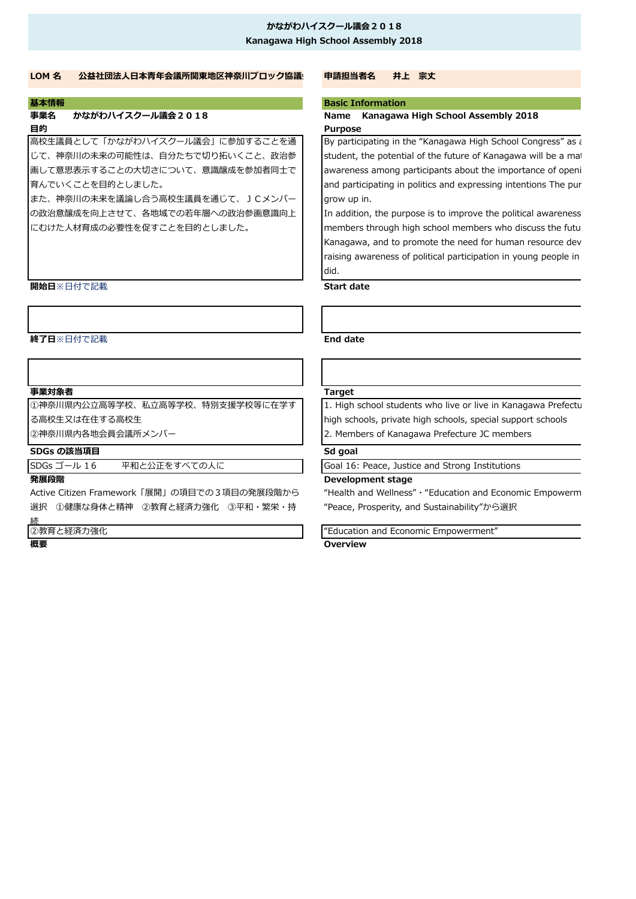# かながわハイスクール議会２０１８
# Kanagawa High School Assembly 2018

**LOM 名　公益社団法人日本青年会議所関東地区神奈川ブロック協議**

**申請担当者名　井上　宗文**

## 基本情報

**事業名　かながわハイスクール議会２０１８**

**目的**

高校生議員として「かながわハイスクール議会」に参加することを通じて、神奈川の未来の可能性は、自分たちで切り拓いくこと、政治参画して意思表示することの大切さについて、意識醸成を参加者同士で育んでいくことを目的としました。
また、神奈川の未来を議論し合う高校生議員を通じて、ＪＣメンバーの政治意識醸成を向上させて、各地域での若年層への政治参画意識向上にむけた人材育成の必要性を促すことを目的としました。

**開始日**※日付で記載

**終了日**※日付で記載

**事業対象者**

①神奈川県内公立高等学校、私立高等学校、特別支援学校等に在学する高校生又は在住する高校生
②神奈川県内各地会員会議所メンバー

**SDGs の該当項目**

SDGs ゴール１６　　平和と公正をすべての人に

**発展段階**

Active Citizen Framework「展開」の項目での３項目の発展段階から選択　①健康な身体と精神　②教育と経済力強化　③平和・繁栄・持続

②教育と経済力強化

**概要**

## Basic Information

**Name　Kanagawa High School Assembly 2018**

**Purpose**

By participating in the “Kanagawa High School Congress” as a student, the potential of the future of Kanagawa will be a ma awareness among participants about the importance of openi and participating in politics and expressing intentions The pur grow up in.
In addition, the purpose is to improve the political awareness members through high school members who discuss the futu Kanagawa, and to promote the need for human resource dev raising awareness of political participation in young people in did.

**Start date**

**End date**

**Target**

1. High school students who live or live in Kanagawa Prefectu high schools, private high schools, special support schools
2. Members of Kanagawa Prefecture JC members

**Sd goal**

Goal 16: Peace, Justice and Strong Institutions

**Development stage**

“Health and Wellness”・“Education and Economic Empowerm “Peace, Prosperity, and Sustainability”から選択

“Education and Economic Empowerment”

**Overview**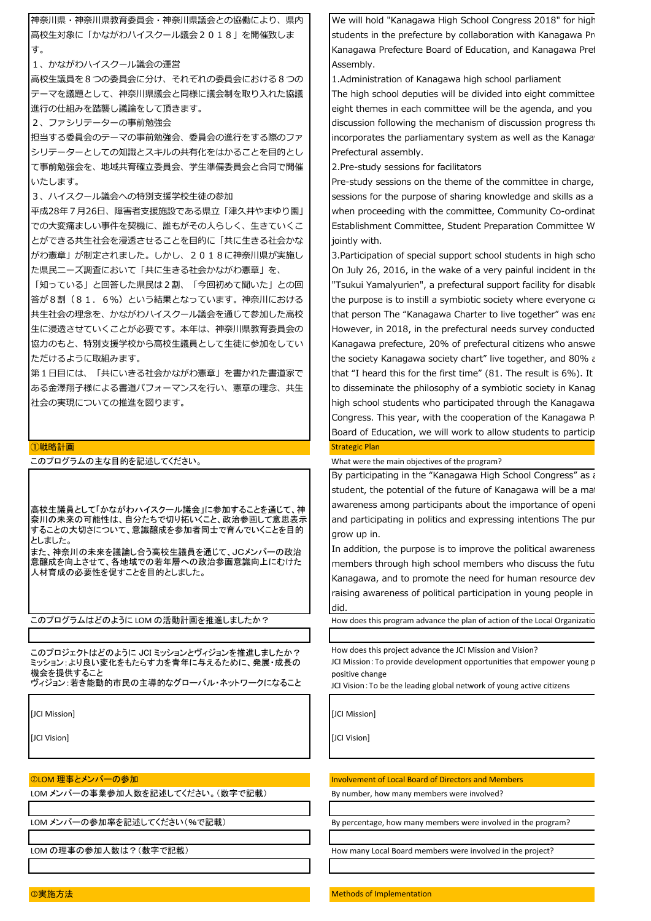神奈川県・神奈川県教育委員会・神奈川県議会との協働により、県内高校生対象に「かながわハイスクール議会２０１８」を開催致します。

１、かながわハイスクール議会の運営

高校生議員を８つの委員会に分け、それぞれの委員会における８つのテーマを議題として、神奈川県議会と同様に議会制を取り入れた協議進行の仕組みを踏襲し議論をして頂きます。

２、ファシリテーターの事前勉強会

担当する委員会のテーマの事前勉強会、委員会の進行をする際のファシリテーターとしての知識とスキルの共有化をはかることを目的として事前勉強会を、地域共育確立委員会、学生準備委員会と合同で開催いたします。

３、ハイスクール議会への特別支援学校生徒の参加

平成28年７月26日、障害者支援施設である県立「津久井やまゆり園」での大変痛ましい事件を契機に、誰もがその人らしく、生きていくことができる共生社会を浸透させることを目的に「共に生きる社会かながわ憲章」が制定されました。しかし、２０１８に神奈川県が実施した県民ニーズ調査において「共に生きる社会かながわ憲章」を、「知っている」と回答した県民は２割、「今回初めて聞いた」との回答が８割（８１．６%）という結果となっています。神奈川における共生社会の理念を、かながわハイスクール議会を通じて参加した高校生に浸透させていくことが必要です。本年は、神奈川県教育委員会の協力のもと、特別支援学校から高校生議員として生徒に参加をしていただけるように取組みます。

第１日目には、「共にいきる社会かながわ憲章」を書かれた書道家である金澤翔子様による書道パフォーマンスを行い、憲章の理念、共生社会の実現についての推進を図ります。

We will hold "Kanagawa High School Congress 2018" for high students in the prefecture by collaboration with Kanagawa Pr Kanagawa Prefecture Board of Education, and Kanagawa Pref Assembly.

1.Administration of Kanagawa high school parliament

The high school deputies will be divided into eight committee eight themes in each committee will be the agenda, and you discussion following the mechanism of discussion progress tha incorporates the parliamentary system as well as the Kanaga Prefectural assembly.

2.Pre-study sessions for facilitators

Pre-study sessions on the theme of the committee in charge, sessions for the purpose of sharing knowledge and skills as a when proceeding with the committee, Community Co-ordinat Establishment Committee, Student Preparation Committee W jointly with.

3.Participation of special support school students in high scho

On July 26, 2016, in the wake of a very painful incident in the "Tsukui Yamalyurien", a prefectural support facility for disable the purpose is to instill a symbiotic society where everyone ca that person The "Kanagawa Charter to live together" was ena However, in 2018, in the prefectural needs survey conducted Kanagawa prefecture, 20% of prefectural citizens who answe the society Kanagawa society chart" live together, and 80% a that "I heard this for the first time" (81. The result is 6%). It to disseminate the philosophy of a symbiotic society in Kanag high school students who participated through the Kanagawa Congress. This year, with the cooperation of the Kanagawa P Board of Education, we will work to allow students to particip

## ①戦略計画 / Strategic Plan

このプログラムの主な目的を記述してください。

What were the main objectives of the program?

高校生議員として｢かながわハイスクール議会｣に参加することを通じて、神奈川の未来の可能性は、自分たちで切り拓いくこと、政治参画して意思表示することの大切さについて、意識醸成を参加者同士で育んでいくことを目的としました。
また、神奈川の未来を議論し合う高校生議員を通じて、JCメンバーの政治意識醸成を向上させて、各地域での若年層への政治参画意識向上にむけた人材育成の必要性を促すことを目的としました。

By participating in the "Kanagawa High School Congress" as a student, the potential of the future of Kanagawa will be a mat awareness among participants about the importance of openi and participating in politics and expressing intentions The pur grow up in.
In addition, the purpose is to improve the political awareness members through high school members who discuss the futu Kanagawa, and to promote the need for human resource dev raising awareness of political participation in young people in did.

このプログラムはどのように LOM の活動計画を推進しましたか？

How does this program advance the plan of action of the Local Organizatio

このプロジェクトはどのように JCI ミッションとヴィジョンを推進しましたか？
ミッション：より良い変化をもたらす力を青年に与えるために、発展・成長の機会を提供すること
ヴィジョン：若き能動的市民の主導的なグローバル・ネットワークになること

How does this project advance the JCI Mission and Vision?
JCI Mission：To provide development opportunities that empower young p positive change
JCI Vision：To be the leading global network of young active citizens

[JCI Mission]

[JCI Vision]

[JCI Mission]

[JCI Vision]

## ②LOM 理事とメンバーの参加 / Involvement of Local Board of Directors and Members

LOM メンバーの事業参加人数を記述してください。（数字で記載）

By number, how many members were involved?

LOM メンバーの参加率を記述してください（%で記載）

By percentage, how many members were involved in the program?

LOM の理事の参加人数は？（数字で記載）

How many Local Board members were involved in the project?

## ③実施方法 / Methods of Implementation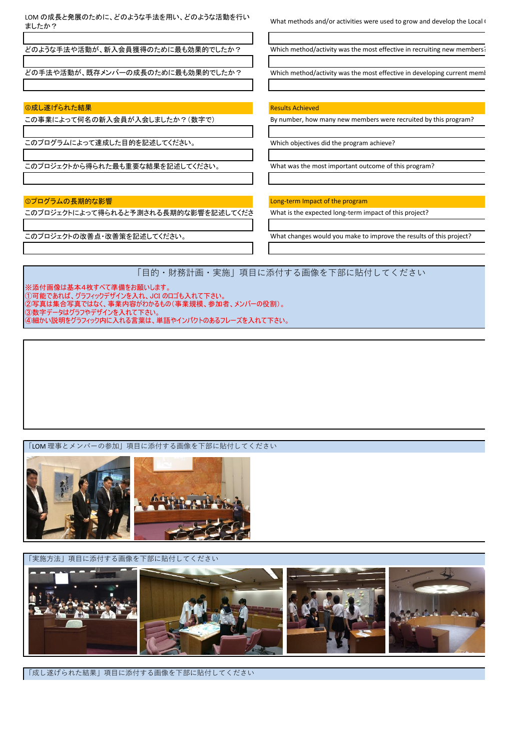| LOM の成長と発展のために、どのような手法を用い、どのような活動を行いましたか？ | What methods and/or activities were used to grow and develop the Local ( |
| --- | --- |
| | |
| どのような手法や活動が、新入会員獲得のために最も効果的でしたか？ | Which method/activity was the most effective in recruiting new members? |
| | |
| どの手法や活動が、既存メンバーの成長のために最も効果的でしたか？ | Which method/activity was the most effective in developing current meml |
| | |

| ④成し遂げられた結果 | Results Achieved |
| --- | --- |
| この事業によって何名の新入会員が入会しましたか？（数字で） | By number, how many new members were recruited by this program? |
| | |
| このプログラムによって達成した目的を記述してください。 | Which objectives did the program achieve? |
| | |
| このプロジェクトから得られた最も重要な結果を記述してください。 | What was the most important outcome of this program? |
| | |

| ⑤プログラムの長期的な影響 | Long-term Impact of the program |
| --- | --- |
| このプロジェクトによって得られると予測される長期的な影響を記述してくださ | What is the expected long-term impact of this project? |
| | |
| このプロジェクトの改善点・改善策を記述してください。 | What changes would you make to improve the results of this project? |
| | |

「目的・財務計画・実施」項目に添付する画像を下部に貼付してください

※添付画像は基本4枚すべて準備をお願いします。
①可能であれば、グラフィックデザインを入れ、JCI のロゴも入れて下さい。
②写真は集合写真ではなく、事業内容がわかるもの(事業規模、参加者、メンバーの役割)。
③数字データはグラフやデザインを入れて下さい。
④細かい説明をグラフィック内に入れる言葉は、単語やインパクトのあるフレーズを入れて下さい。

「LOM 理事とメンバーの参加」項目に添付する画像を下部に貼付してください

「実施方法」項目に添付する画像を下部に貼付してください

「成し遂げられた結果」項目に添付する画像を下部に貼付してください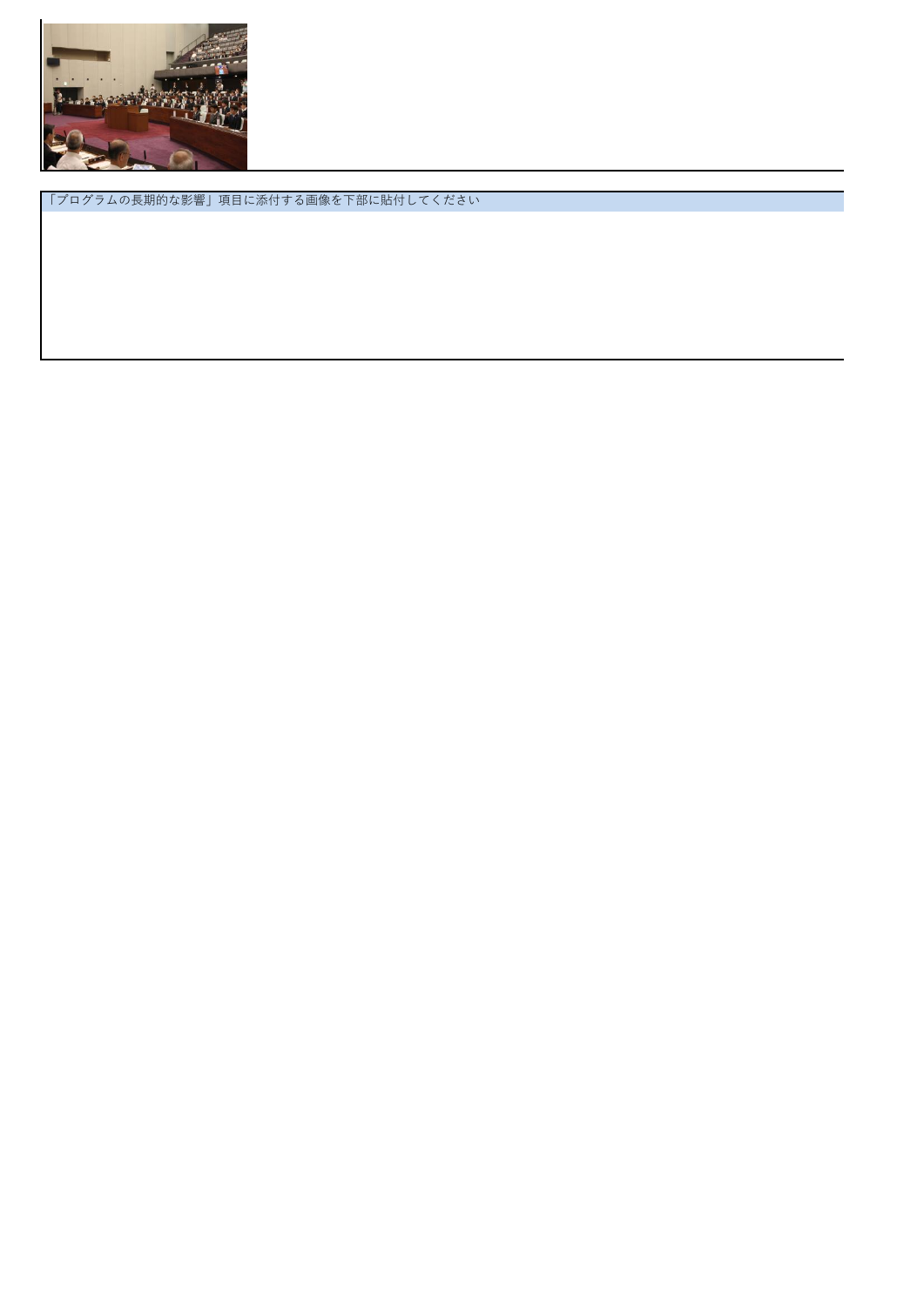「プログラムの長期的な影響」項目に添付する画像を下部に貼付してください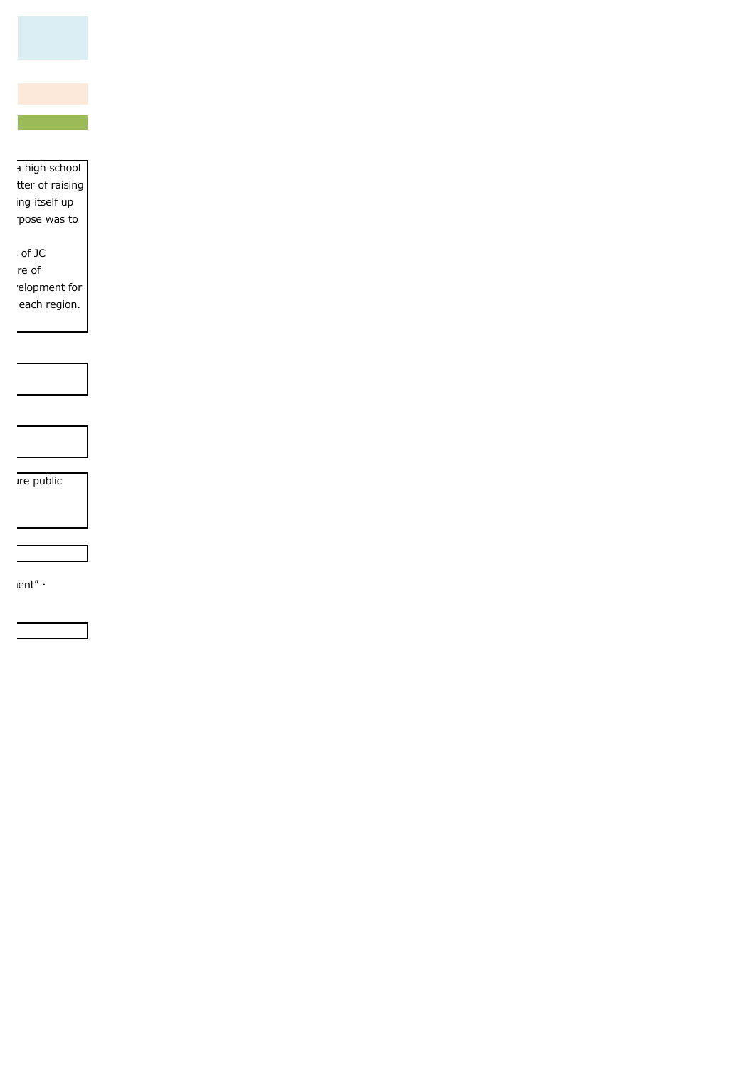a high school
tter of raising
ing itself up
pose was to

of JC
re of
elopment for
each region.

re public

ent" ・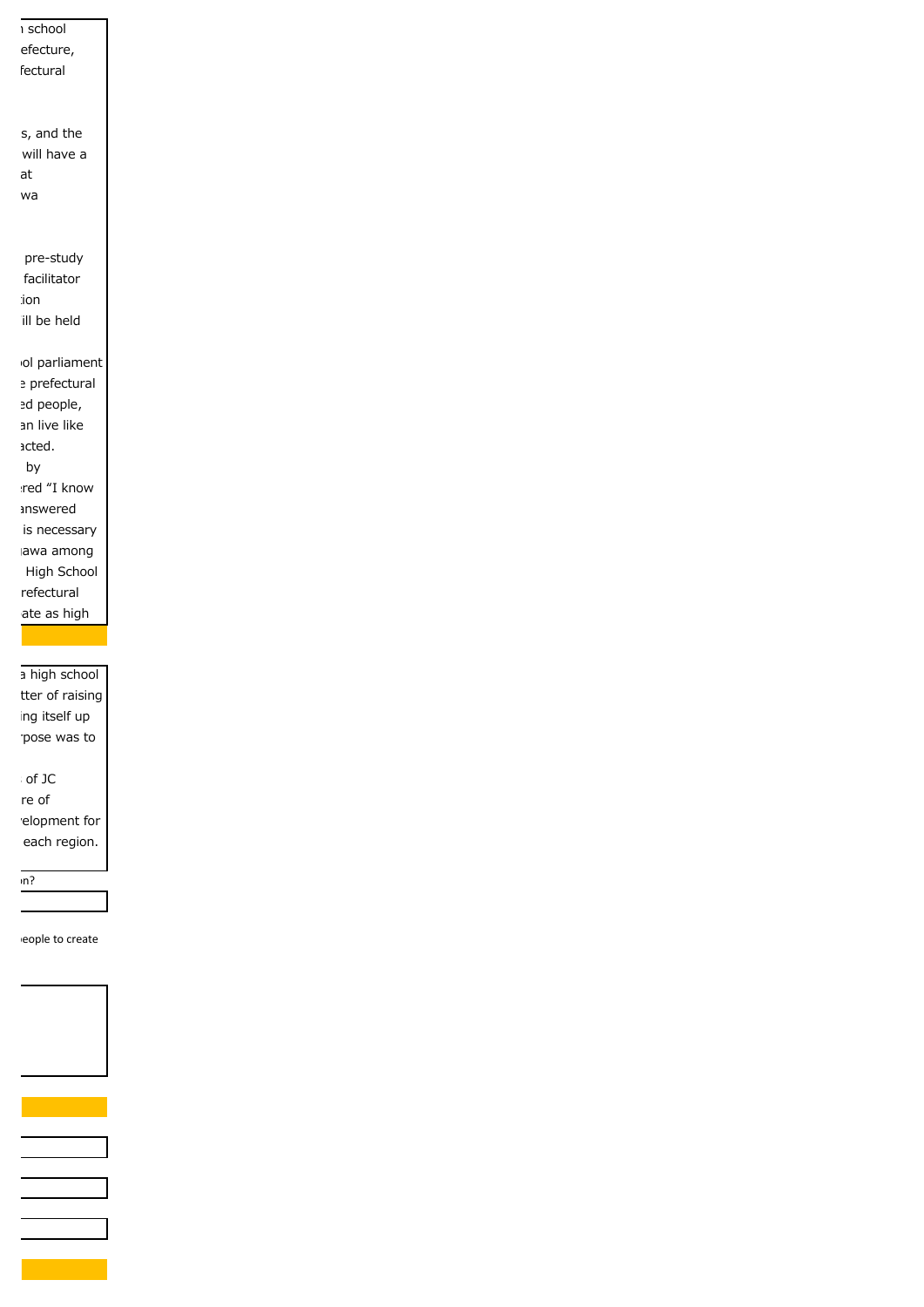ı school
efecture,
fectural

s, and the
will have a
at
wa

pre-study
facilitator
ion
ill be held

ol parliament
e prefectural
ed people,
an live like
acted.
by
red "I know
answered
is necessary
awa among
High School
refectural
ate as high

a high school
tter of raising
ing itself up
pose was to

of JC
re of
elopment for
each region.

n?

eople to create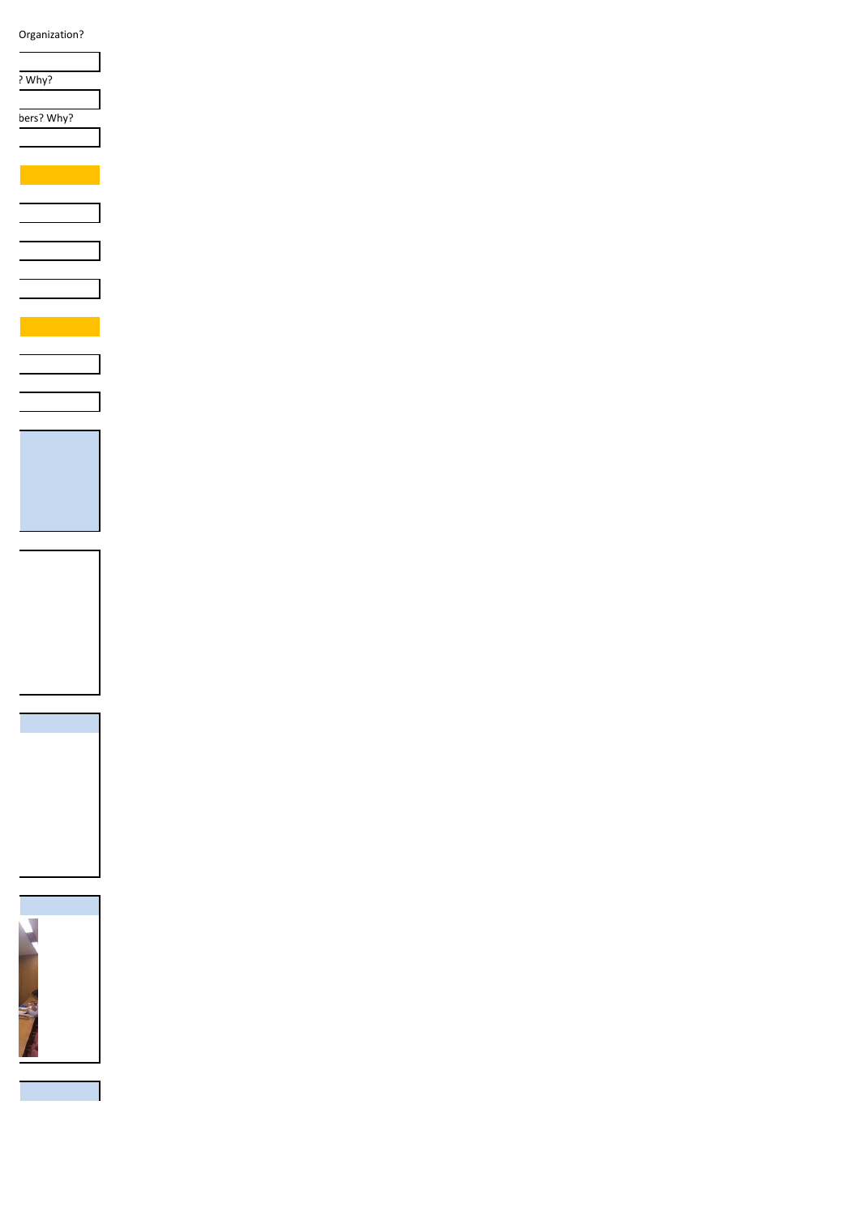Organization?

? Why?

bers? Why?